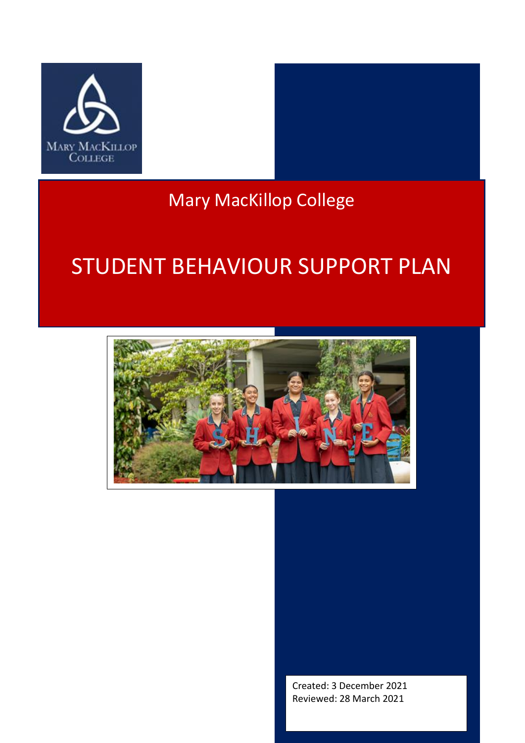Mary MacKillop College

# STUDENT BEHAVIOUR SUPPORT PLAN

Created: 3 December 2021
Reviewed: 28 March 2021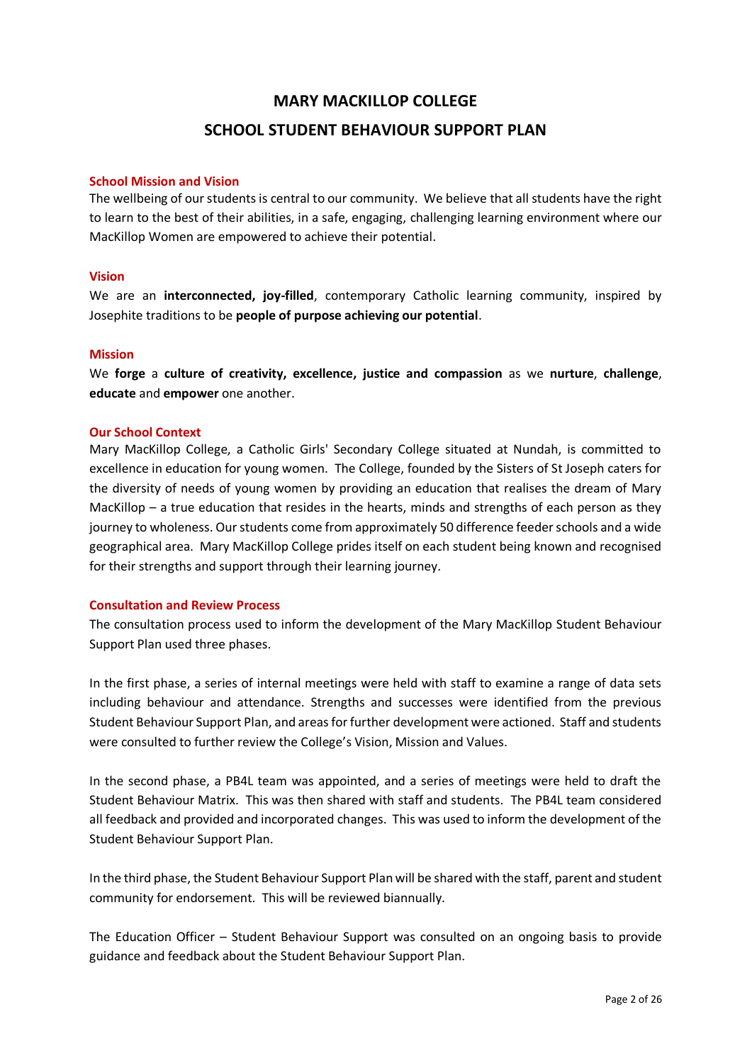# MARY MACKILLOP COLLEGE

# SCHOOL STUDENT BEHAVIOUR SUPPORT PLAN

## School Mission and Vision

The wellbeing of our students is central to our community. We believe that all students have the right to learn to the best of their abilities, in a safe, engaging, challenging learning environment where our MacKillop Women are empowered to achieve their potential.

## Vision

We are an **interconnected, joy-filled**, contemporary Catholic learning community, inspired by Josephite traditions to be **people of purpose achieving our potential**.

## Mission

We **forge** a **culture of creativity, excellence, justice and compassion** as we **nurture**, **challenge**, **educate** and **empower** one another.

## Our School Context

Mary MacKillop College, a Catholic Girls' Secondary College situated at Nundah, is committed to excellence in education for young women. The College, founded by the Sisters of St Joseph caters for the diversity of needs of young women by providing an education that realises the dream of Mary MacKillop – a true education that resides in the hearts, minds and strengths of each person as they journey to wholeness. Our students come from approximately 50 difference feeder schools and a wide geographical area. Mary MacKillop College prides itself on each student being known and recognised for their strengths and support through their learning journey.

## Consultation and Review Process

The consultation process used to inform the development of the Mary MacKillop Student Behaviour Support Plan used three phases.

In the first phase, a series of internal meetings were held with staff to examine a range of data sets including behaviour and attendance. Strengths and successes were identified from the previous Student Behaviour Support Plan, and areas for further development were actioned. Staff and students were consulted to further review the College's Vision, Mission and Values.

In the second phase, a PB4L team was appointed, and a series of meetings were held to draft the Student Behaviour Matrix. This was then shared with staff and students. The PB4L team considered all feedback and provided and incorporated changes. This was used to inform the development of the Student Behaviour Support Plan.

In the third phase, the Student Behaviour Support Plan will be shared with the staff, parent and student community for endorsement. This will be reviewed biannually.

The Education Officer – Student Behaviour Support was consulted on an ongoing basis to provide guidance and feedback about the Student Behaviour Support Plan.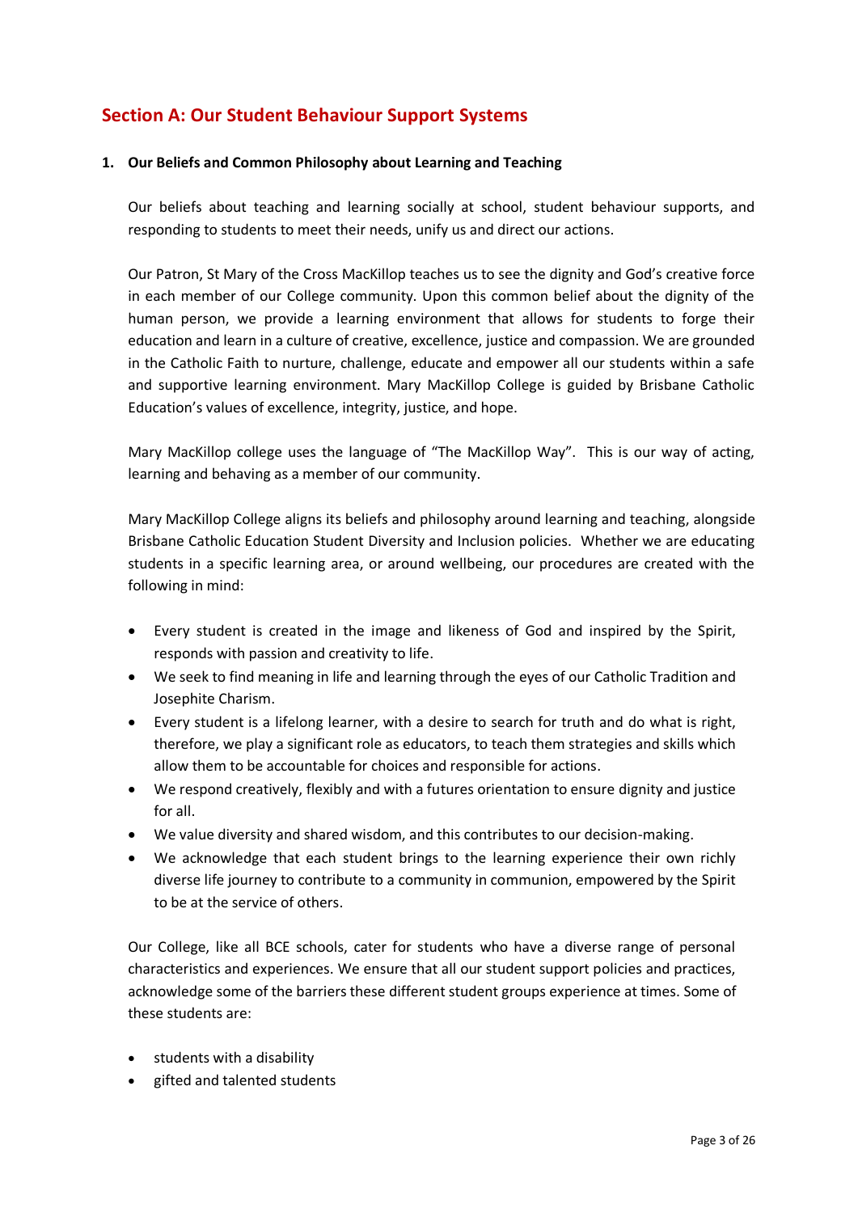## Section A: Our Student Behaviour Support Systems

### 1. Our Beliefs and Common Philosophy about Learning and Teaching

Our beliefs about teaching and learning socially at school, student behaviour supports, and responding to students to meet their needs, unify us and direct our actions.

Our Patron, St Mary of the Cross MacKillop teaches us to see the dignity and God's creative force in each member of our College community. Upon this common belief about the dignity of the human person, we provide a learning environment that allows for students to forge their education and learn in a culture of creative, excellence, justice and compassion. We are grounded in the Catholic Faith to nurture, challenge, educate and empower all our students within a safe and supportive learning environment. Mary MacKillop College is guided by Brisbane Catholic Education's values of excellence, integrity, justice, and hope.

Mary MacKillop college uses the language of "The MacKillop Way". This is our way of acting, learning and behaving as a member of our community.

Mary MacKillop College aligns its beliefs and philosophy around learning and teaching, alongside Brisbane Catholic Education Student Diversity and Inclusion policies. Whether we are educating students in a specific learning area, or around wellbeing, our procedures are created with the following in mind:

- Every student is created in the image and likeness of God and inspired by the Spirit, responds with passion and creativity to life.
- We seek to find meaning in life and learning through the eyes of our Catholic Tradition and Josephite Charism.
- Every student is a lifelong learner, with a desire to search for truth and do what is right, therefore, we play a significant role as educators, to teach them strategies and skills which allow them to be accountable for choices and responsible for actions.
- We respond creatively, flexibly and with a futures orientation to ensure dignity and justice for all.
- We value diversity and shared wisdom, and this contributes to our decision-making.
- We acknowledge that each student brings to the learning experience their own richly diverse life journey to contribute to a community in communion, empowered by the Spirit to be at the service of others.

Our College, like all BCE schools, cater for students who have a diverse range of personal characteristics and experiences. We ensure that all our student support policies and practices, acknowledge some of the barriers these different student groups experience at times. Some of these students are:

- students with a disability
- gifted and talented students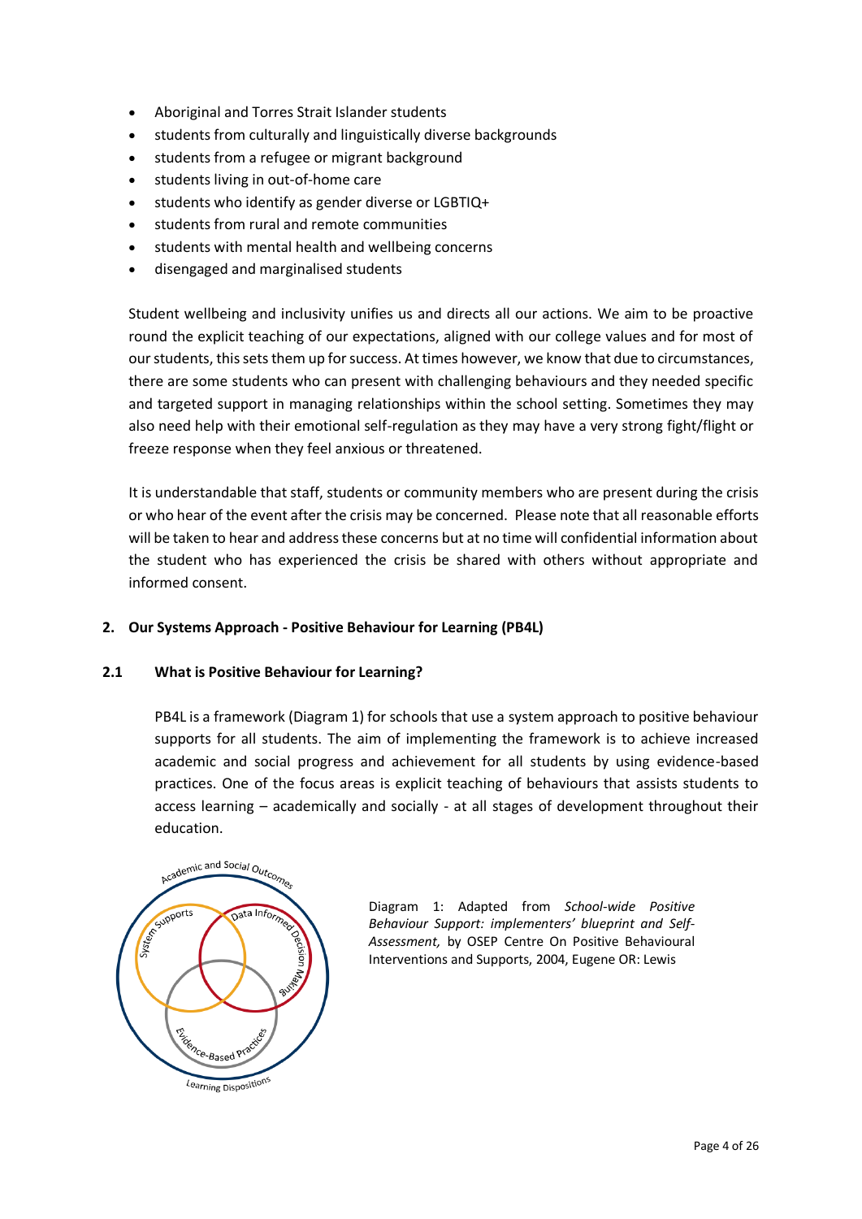- Aboriginal and Torres Strait Islander students
- students from culturally and linguistically diverse backgrounds
- students from a refugee or migrant background
- students living in out-of-home care
- students who identify as gender diverse or LGBTIQ+
- students from rural and remote communities
- students with mental health and wellbeing concerns
- disengaged and marginalised students

Student wellbeing and inclusivity unifies us and directs all our actions. We aim to be proactive round the explicit teaching of our expectations, aligned with our college values and for most of our students, this sets them up for success. At times however, we know that due to circumstances, there are some students who can present with challenging behaviours and they needed specific and targeted support in managing relationships within the school setting. Sometimes they may also need help with their emotional self-regulation as they may have a very strong fight/flight or freeze response when they feel anxious or threatened.

It is understandable that staff, students or community members who are present during the crisis or who hear of the event after the crisis may be concerned. Please note that all reasonable efforts will be taken to hear and address these concerns but at no time will confidential information about the student who has experienced the crisis be shared with others without appropriate and informed consent.

## 2. Our Systems Approach - Positive Behaviour for Learning (PB4L)

### 2.1 What is Positive Behaviour for Learning?

PB4L is a framework (Diagram 1) for schools that use a system approach to positive behaviour supports for all students. The aim of implementing the framework is to achieve increased academic and social progress and achievement for all students by using evidence-based practices. One of the focus areas is explicit teaching of behaviours that assists students to access learning – academically and socially - at all stages of development throughout their education.

Academic and Social Outcomes

System Supports | Data Informed Decision Making | Evidence-Based Practices

Learning Dispositions

Diagram 1: Adapted from *School-wide Positive Behaviour Support: implementers' blueprint and Self-Assessment,* by OSEP Centre On Positive Behavioural Interventions and Supports, 2004, Eugene OR: Lewis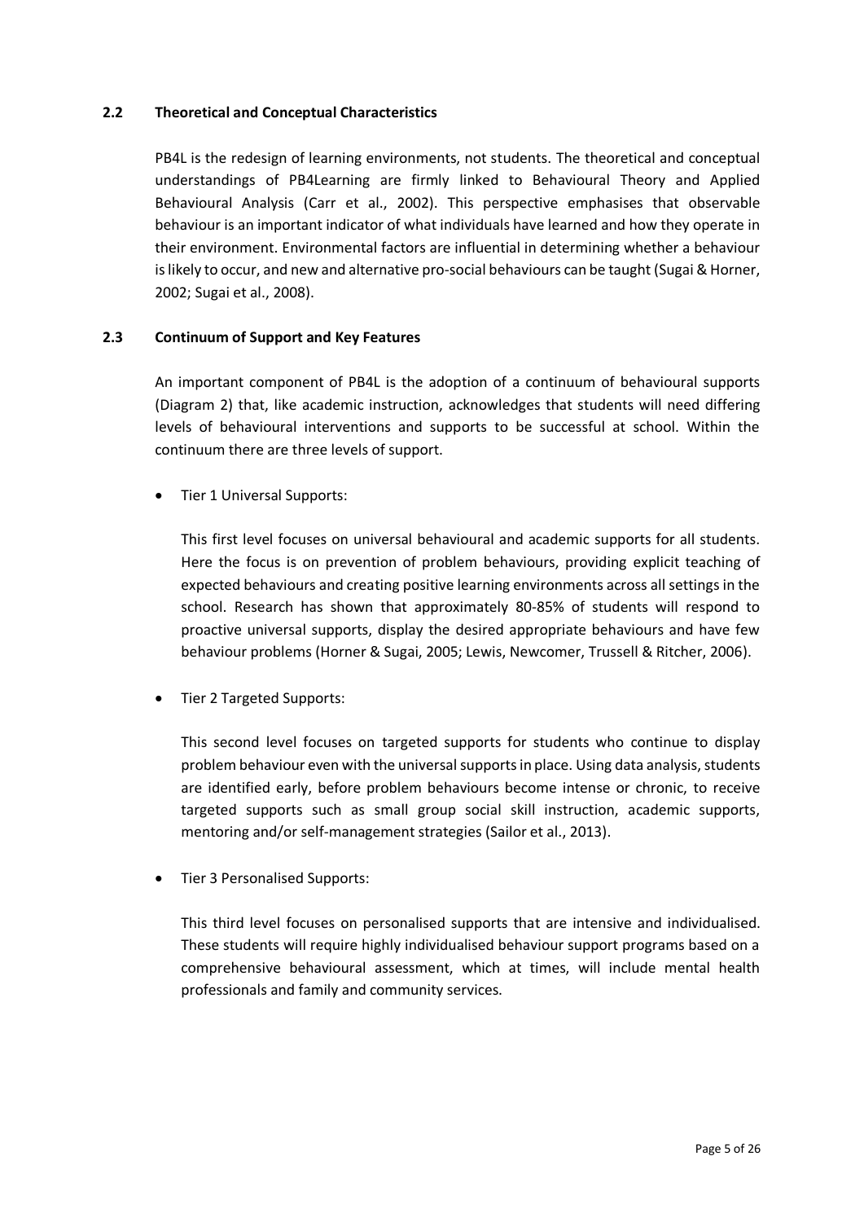## 2.2 Theoretical and Conceptual Characteristics

PB4L is the redesign of learning environments, not students. The theoretical and conceptual understandings of PB4Learning are firmly linked to Behavioural Theory and Applied Behavioural Analysis (Carr et al., 2002). This perspective emphasises that observable behaviour is an important indicator of what individuals have learned and how they operate in their environment. Environmental factors are influential in determining whether a behaviour is likely to occur, and new and alternative pro-social behaviours can be taught (Sugai & Horner, 2002; Sugai et al., 2008).

## 2.3 Continuum of Support and Key Features

An important component of PB4L is the adoption of a continuum of behavioural supports (Diagram 2) that, like academic instruction, acknowledges that students will need differing levels of behavioural interventions and supports to be successful at school. Within the continuum there are three levels of support.

- Tier 1 Universal Supports:

  This first level focuses on universal behavioural and academic supports for all students. Here the focus is on prevention of problem behaviours, providing explicit teaching of expected behaviours and creating positive learning environments across all settings in the school. Research has shown that approximately 80-85% of students will respond to proactive universal supports, display the desired appropriate behaviours and have few behaviour problems (Horner & Sugai, 2005; Lewis, Newcomer, Trussell & Ritcher, 2006).

- Tier 2 Targeted Supports:

  This second level focuses on targeted supports for students who continue to display problem behaviour even with the universal supports in place. Using data analysis, students are identified early, before problem behaviours become intense or chronic, to receive targeted supports such as small group social skill instruction, academic supports, mentoring and/or self-management strategies (Sailor et al., 2013).

- Tier 3 Personalised Supports:

  This third level focuses on personalised supports that are intensive and individualised. These students will require highly individualised behaviour support programs based on a comprehensive behavioural assessment, which at times, will include mental health professionals and family and community services.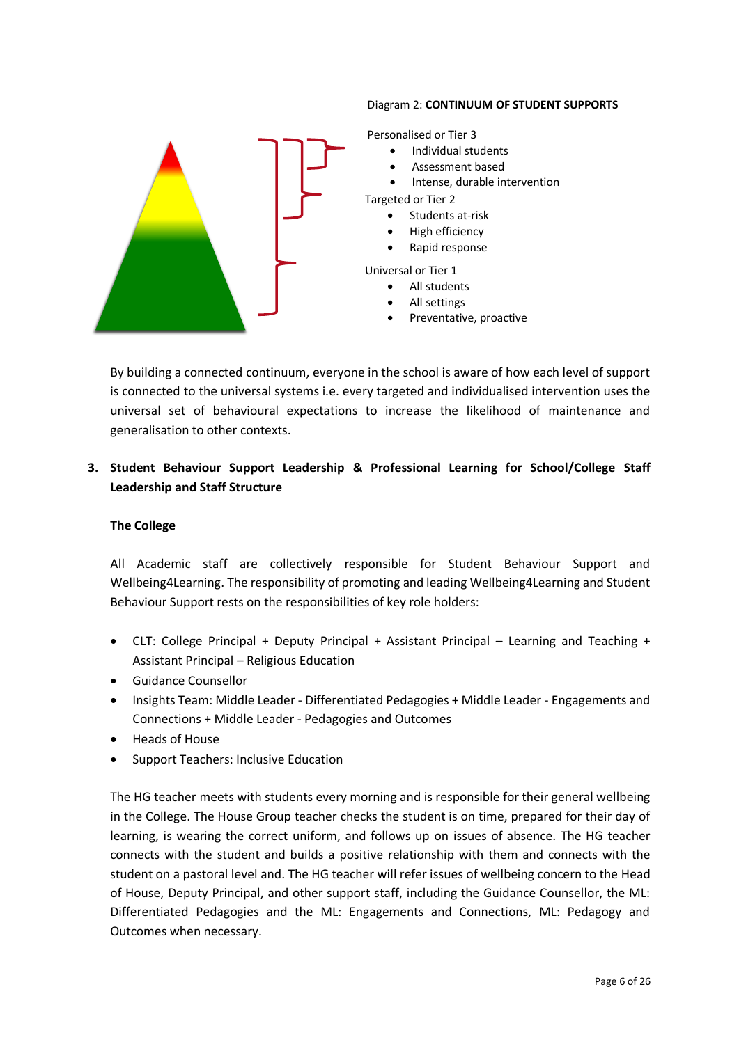Diagram 2: **CONTINUUM OF STUDENT SUPPORTS**

Personalised or Tier 3

- Individual students
- Assessment based
- Intense, durable intervention

Targeted or Tier 2

- Students at-risk
- High efficiency
- Rapid response

Universal or Tier 1

- All students
- All settings
- Preventative, proactive

By building a connected continuum, everyone in the school is aware of how each level of support is connected to the universal systems i.e. every targeted and individualised intervention uses the universal set of behavioural expectations to increase the likelihood of maintenance and generalisation to other contexts.

## 3. Student Behaviour Support Leadership & Professional Learning for School/College Staff Leadership and Staff Structure

### The College

All Academic staff are collectively responsible for Student Behaviour Support and Wellbeing4Learning. The responsibility of promoting and leading Wellbeing4Learning and Student Behaviour Support rests on the responsibilities of key role holders:

- CLT: College Principal + Deputy Principal + Assistant Principal – Learning and Teaching + Assistant Principal – Religious Education
- Guidance Counsellor
- Insights Team: Middle Leader - Differentiated Pedagogies + Middle Leader - Engagements and Connections + Middle Leader - Pedagogies and Outcomes
- Heads of House
- Support Teachers: Inclusive Education

The HG teacher meets with students every morning and is responsible for their general wellbeing in the College. The House Group teacher checks the student is on time, prepared for their day of learning, is wearing the correct uniform, and follows up on issues of absence. The HG teacher connects with the student and builds a positive relationship with them and connects with the student on a pastoral level and. The HG teacher will refer issues of wellbeing concern to the Head of House, Deputy Principal, and other support staff, including the Guidance Counsellor, the ML: Differentiated Pedagogies and the ML: Engagements and Connections, ML: Pedagogy and Outcomes when necessary.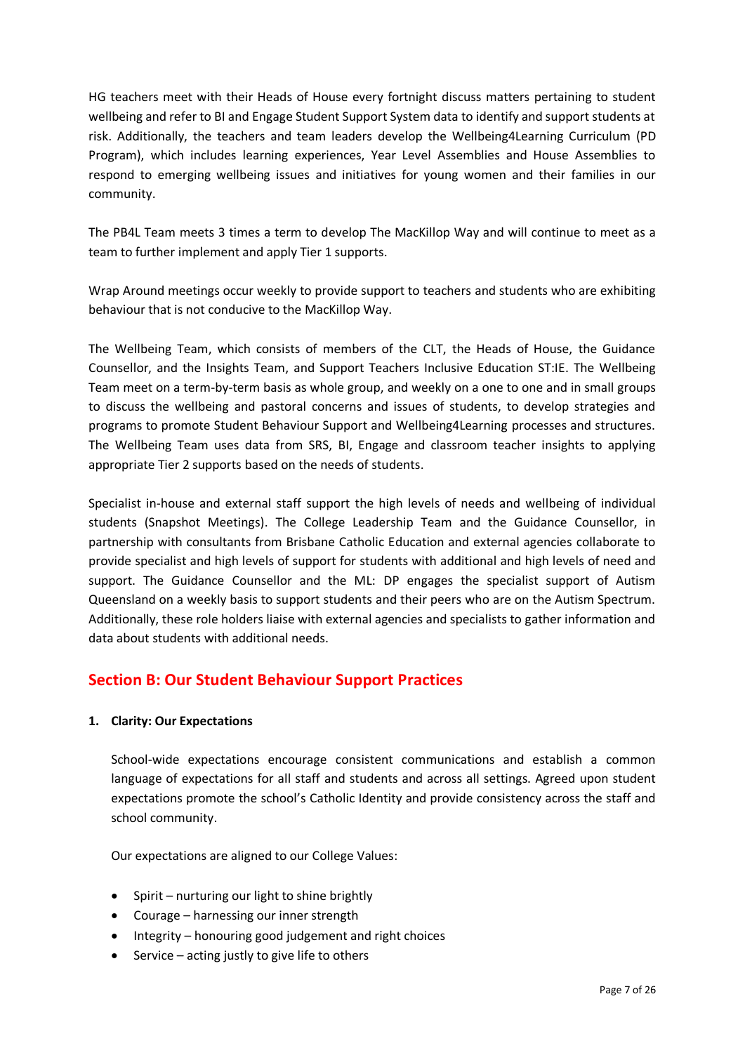HG teachers meet with their Heads of House every fortnight discuss matters pertaining to student wellbeing and refer to BI and Engage Student Support System data to identify and support students at risk. Additionally, the teachers and team leaders develop the Wellbeing4Learning Curriculum (PD Program), which includes learning experiences, Year Level Assemblies and House Assemblies to respond to emerging wellbeing issues and initiatives for young women and their families in our community.

The PB4L Team meets 3 times a term to develop The MacKillop Way and will continue to meet as a team to further implement and apply Tier 1 supports.

Wrap Around meetings occur weekly to provide support to teachers and students who are exhibiting behaviour that is not conducive to the MacKillop Way.

The Wellbeing Team, which consists of members of the CLT, the Heads of House, the Guidance Counsellor, and the Insights Team, and Support Teachers Inclusive Education ST:IE. The Wellbeing Team meet on a term-by-term basis as whole group, and weekly on a one to one and in small groups to discuss the wellbeing and pastoral concerns and issues of students, to develop strategies and programs to promote Student Behaviour Support and Wellbeing4Learning processes and structures. The Wellbeing Team uses data from SRS, BI, Engage and classroom teacher insights to applying appropriate Tier 2 supports based on the needs of students.

Specialist in-house and external staff support the high levels of needs and wellbeing of individual students (Snapshot Meetings). The College Leadership Team and the Guidance Counsellor, in partnership with consultants from Brisbane Catholic Education and external agencies collaborate to provide specialist and high levels of support for students with additional and high levels of need and support. The Guidance Counsellor and the ML: DP engages the specialist support of Autism Queensland on a weekly basis to support students and their peers who are on the Autism Spectrum. Additionally, these role holders liaise with external agencies and specialists to gather information and data about students with additional needs.

## Section B: Our Student Behaviour Support Practices

### 1. Clarity: Our Expectations

School-wide expectations encourage consistent communications and establish a common language of expectations for all staff and students and across all settings. Agreed upon student expectations promote the school's Catholic Identity and provide consistency across the staff and school community.

Our expectations are aligned to our College Values:

- Spirit – nurturing our light to shine brightly
- Courage – harnessing our inner strength
- Integrity – honouring good judgement and right choices
- Service – acting justly to give life to others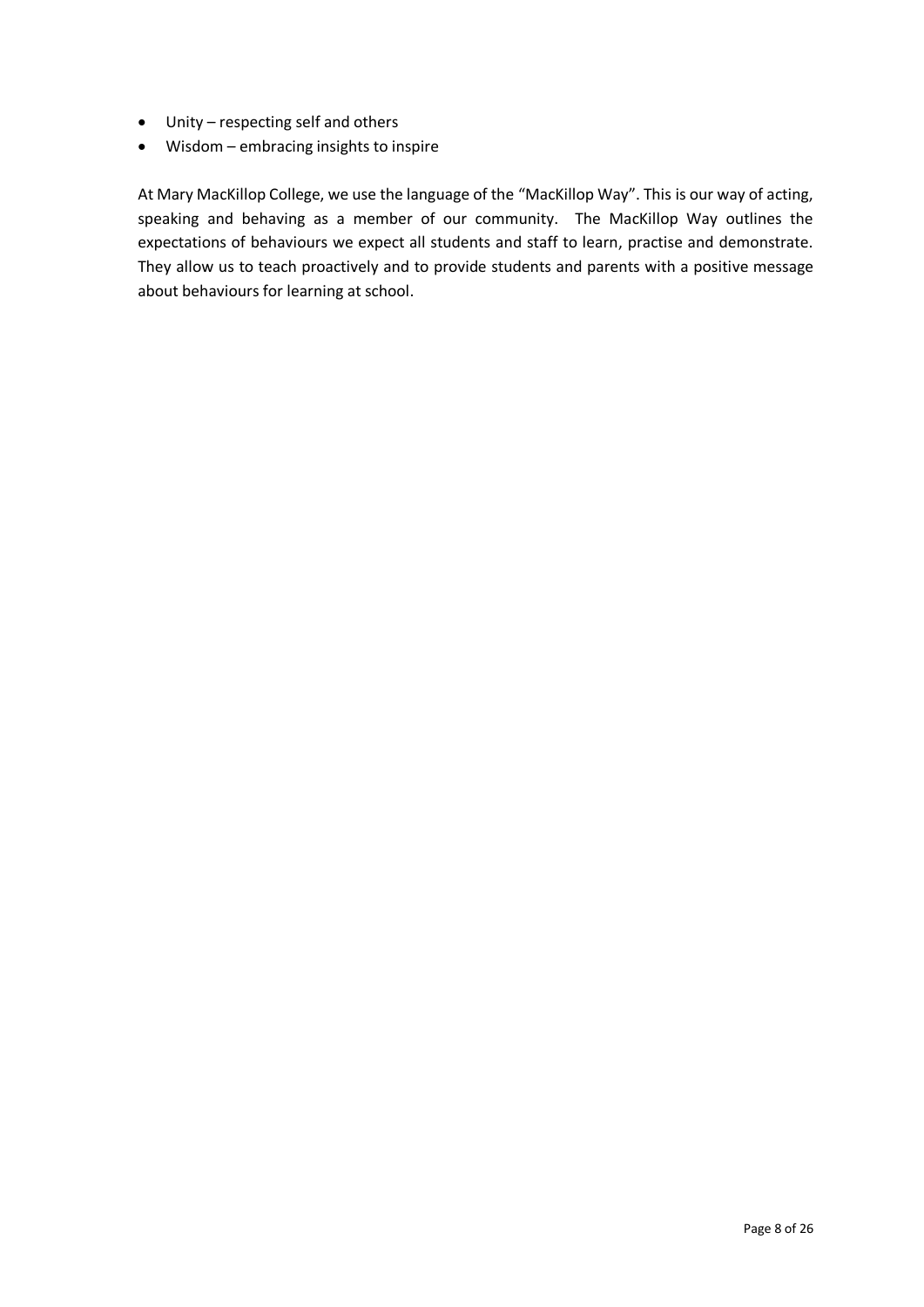- Unity – respecting self and others
- Wisdom – embracing insights to inspire

At Mary MacKillop College, we use the language of the "MacKillop Way". This is our way of acting, speaking and behaving as a member of our community. The MacKillop Way outlines the expectations of behaviours we expect all students and staff to learn, practise and demonstrate. They allow us to teach proactively and to provide students and parents with a positive message about behaviours for learning at school.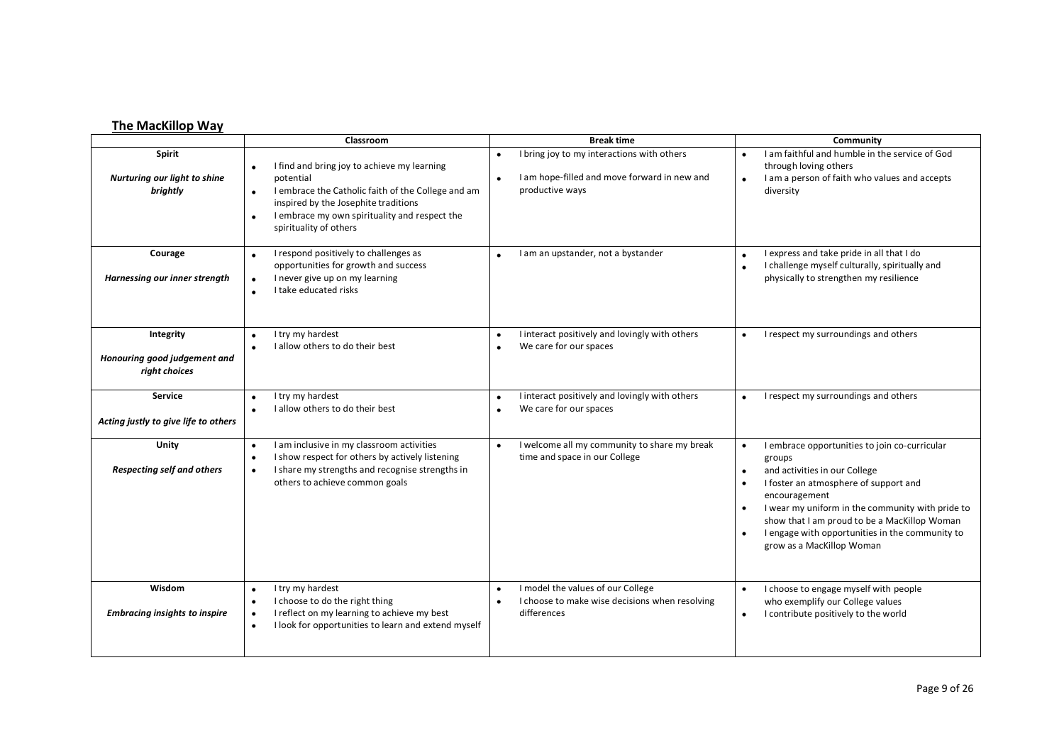## The MacKillop Way

| | Classroom | Break time | Community |
|---|---|---|---|
| **Spirit**<br><br>***Nurturing our light to shine brightly*** | • I find and bring joy to achieve my learning potential<br>• I embrace the Catholic faith of the College and am inspired by the Josephite traditions<br>• I embrace my own spirituality and respect the spirituality of others | • I bring joy to my interactions with others<br>• I am hope-filled and move forward in new and productive ways | • I am faithful and humble in the service of God through loving others<br>• I am a person of faith who values and accepts diversity |
| **Courage**<br><br>***Harnessing our inner strength*** | • I respond positively to challenges as opportunities for growth and success<br>• I never give up on my learning<br>• I take educated risks | • I am an upstander, not a bystander | • I express and take pride in all that I do<br>• I challenge myself culturally, spiritually and physically to strengthen my resilience |
| **Integrity**<br><br>***Honouring good judgement and right choices*** | • I try my hardest<br>• I allow others to do their best | • I interact positively and lovingly with others<br>• We care for our spaces | • I respect my surroundings and others |
| **Service**<br><br>***Acting justly to give life to others*** | • I try my hardest<br>• I allow others to do their best | • I interact positively and lovingly with others<br>• We care for our spaces | • I respect my surroundings and others |
| **Unity**<br><br>***Respecting self and others*** | • I am inclusive in my classroom activities<br>• I show respect for others by actively listening<br>• I share my strengths and recognise strengths in others to achieve common goals | • I welcome all my community to share my break time and space in our College | • I embrace opportunities to join co-curricular groups<br>• and activities in our College<br>• I foster an atmosphere of support and encouragement<br>• I wear my uniform in the community with pride to show that I am proud to be a MacKillop Woman<br>• I engage with opportunities in the community to grow as a MacKillop Woman |
| **Wisdom**<br><br>***Embracing insights to inspire*** | • I try my hardest<br>• I choose to do the right thing<br>• I reflect on my learning to achieve my best<br>• I look for opportunities to learn and extend myself | • I model the values of our College<br>• I choose to make wise decisions when resolving differences | • I choose to engage myself with people who exemplify our College values<br>• I contribute positively to the world |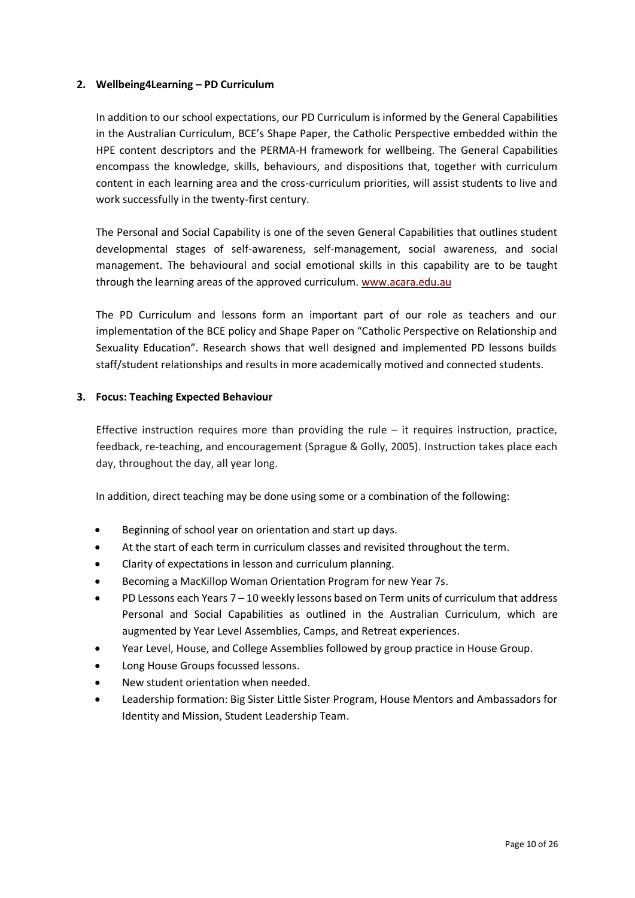## 2. Wellbeing4Learning – PD Curriculum

In addition to our school expectations, our PD Curriculum is informed by the General Capabilities in the Australian Curriculum, BCE's Shape Paper, the Catholic Perspective embedded within the HPE content descriptors and the PERMA-H framework for wellbeing. The General Capabilities encompass the knowledge, skills, behaviours, and dispositions that, together with curriculum content in each learning area and the cross-curriculum priorities, will assist students to live and work successfully in the twenty-first century.

The Personal and Social Capability is one of the seven General Capabilities that outlines student developmental stages of self-awareness, self-management, social awareness, and social management. The behavioural and social emotional skills in this capability are to be taught through the learning areas of the approved curriculum. [www.acara.edu.au](http://www.acara.edu.au)

The PD Curriculum and lessons form an important part of our role as teachers and our implementation of the BCE policy and Shape Paper on "Catholic Perspective on Relationship and Sexuality Education". Research shows that well designed and implemented PD lessons builds staff/student relationships and results in more academically motived and connected students.

## 3. Focus: Teaching Expected Behaviour

Effective instruction requires more than providing the rule – it requires instruction, practice, feedback, re-teaching, and encouragement (Sprague & Golly, 2005). Instruction takes place each day, throughout the day, all year long.

In addition, direct teaching may be done using some or a combination of the following:

- Beginning of school year on orientation and start up days.
- At the start of each term in curriculum classes and revisited throughout the term.
- Clarity of expectations in lesson and curriculum planning.
- Becoming a MacKillop Woman Orientation Program for new Year 7s.
- PD Lessons each Years 7 – 10 weekly lessons based on Term units of curriculum that address Personal and Social Capabilities as outlined in the Australian Curriculum, which are augmented by Year Level Assemblies, Camps, and Retreat experiences.
- Year Level, House, and College Assemblies followed by group practice in House Group.
- Long House Groups focussed lessons.
- New student orientation when needed.
- Leadership formation: Big Sister Little Sister Program, House Mentors and Ambassadors for Identity and Mission, Student Leadership Team.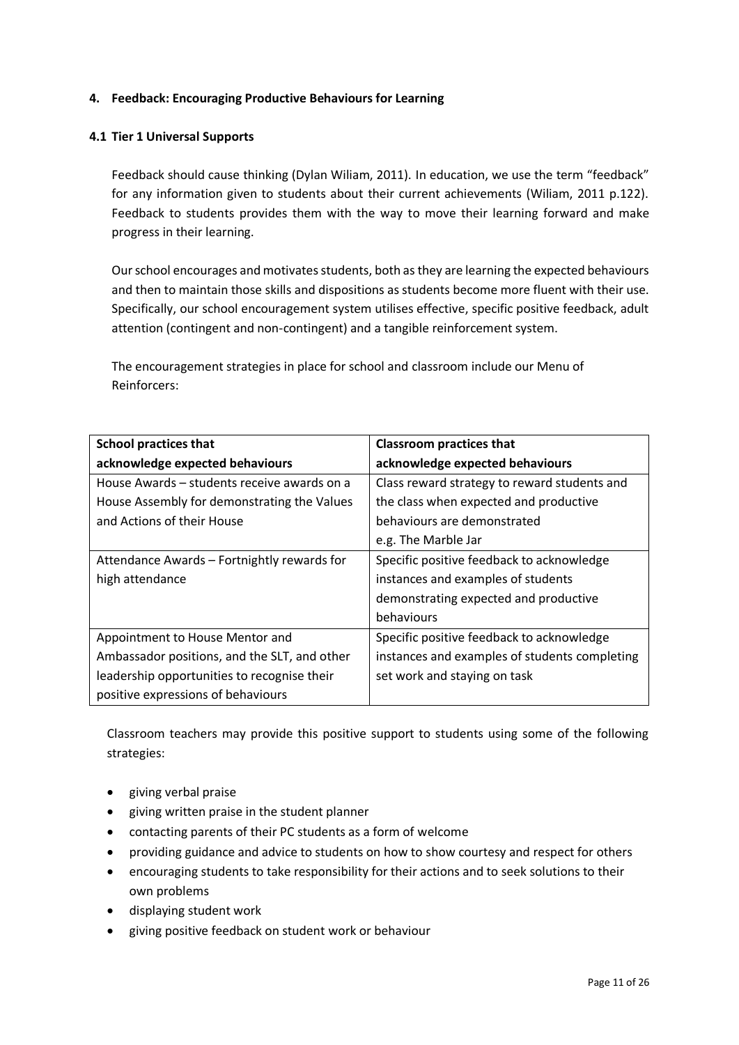## 4. Feedback: Encouraging Productive Behaviours for Learning

### 4.1 Tier 1 Universal Supports

Feedback should cause thinking (Dylan Wiliam, 2011). In education, we use the term "feedback" for any information given to students about their current achievements (Wiliam, 2011 p.122). Feedback to students provides them with the way to move their learning forward and make progress in their learning.

Our school encourages and motivates students, both as they are learning the expected behaviours and then to maintain those skills and dispositions as students become more fluent with their use. Specifically, our school encouragement system utilises effective, specific positive feedback, adult attention (contingent and non-contingent) and a tangible reinforcement system.

The encouragement strategies in place for school and classroom include our Menu of Reinforcers:

| School practices that acknowledge expected behaviours | Classroom practices that acknowledge expected behaviours |
|---|---|
| House Awards – students receive awards on a House Assembly for demonstrating the Values and Actions of their House | Class reward strategy to reward students and the class when expected and productive behaviours are demonstrated e.g. The Marble Jar |
| Attendance Awards – Fortnightly rewards for high attendance | Specific positive feedback to acknowledge instances and examples of students demonstrating expected and productive behaviours |
| Appointment to House Mentor and Ambassador positions, and the SLT, and other leadership opportunities to recognise their positive expressions of behaviours | Specific positive feedback to acknowledge instances and examples of students completing set work and staying on task |

Classroom teachers may provide this positive support to students using some of the following strategies:

- giving verbal praise
- giving written praise in the student planner
- contacting parents of their PC students as a form of welcome
- providing guidance and advice to students on how to show courtesy and respect for others
- encouraging students to take responsibility for their actions and to seek solutions to their own problems
- displaying student work
- giving positive feedback on student work or behaviour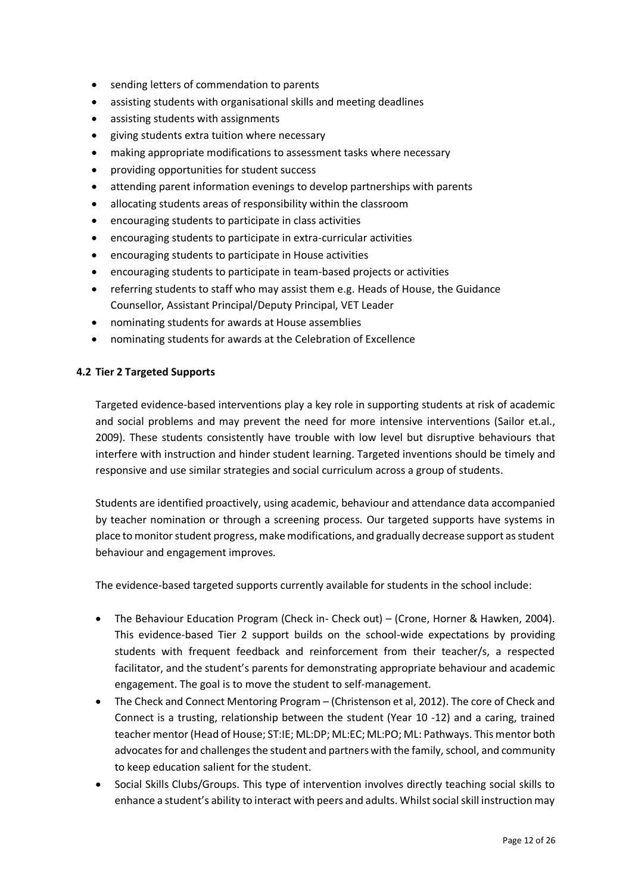- sending letters of commendation to parents
- assisting students with organisational skills and meeting deadlines
- assisting students with assignments
- giving students extra tuition where necessary
- making appropriate modifications to assessment tasks where necessary
- providing opportunities for student success
- attending parent information evenings to develop partnerships with parents
- allocating students areas of responsibility within the classroom
- encouraging students to participate in class activities
- encouraging students to participate in extra-curricular activities
- encouraging students to participate in House activities
- encouraging students to participate in team-based projects or activities
- referring students to staff who may assist them e.g. Heads of House, the Guidance Counsellor, Assistant Principal/Deputy Principal, VET Leader
- nominating students for awards at House assemblies
- nominating students for awards at the Celebration of Excellence

### 4.2 Tier 2 Targeted Supports

Targeted evidence-based interventions play a key role in supporting students at risk of academic and social problems and may prevent the need for more intensive interventions (Sailor et.al., 2009). These students consistently have trouble with low level but disruptive behaviours that interfere with instruction and hinder student learning. Targeted inventions should be timely and responsive and use similar strategies and social curriculum across a group of students.

Students are identified proactively, using academic, behaviour and attendance data accompanied by teacher nomination or through a screening process. Our targeted supports have systems in place to monitor student progress, make modifications, and gradually decrease support as student behaviour and engagement improves.

The evidence-based targeted supports currently available for students in the school include:

- The Behaviour Education Program (Check in- Check out) – (Crone, Horner & Hawken, 2004). This evidence-based Tier 2 support builds on the school-wide expectations by providing students with frequent feedback and reinforcement from their teacher/s, a respected facilitator, and the student's parents for demonstrating appropriate behaviour and academic engagement. The goal is to move the student to self-management.
- The Check and Connect Mentoring Program – (Christenson et al, 2012). The core of Check and Connect is a trusting, relationship between the student (Year 10 -12) and a caring, trained teacher mentor (Head of House; ST:IE; ML:DP; ML:EC; ML:PO; ML: Pathways. This mentor both advocates for and challenges the student and partners with the family, school, and community to keep education salient for the student.
- Social Skills Clubs/Groups. This type of intervention involves directly teaching social skills to enhance a student's ability to interact with peers and adults. Whilst social skill instruction may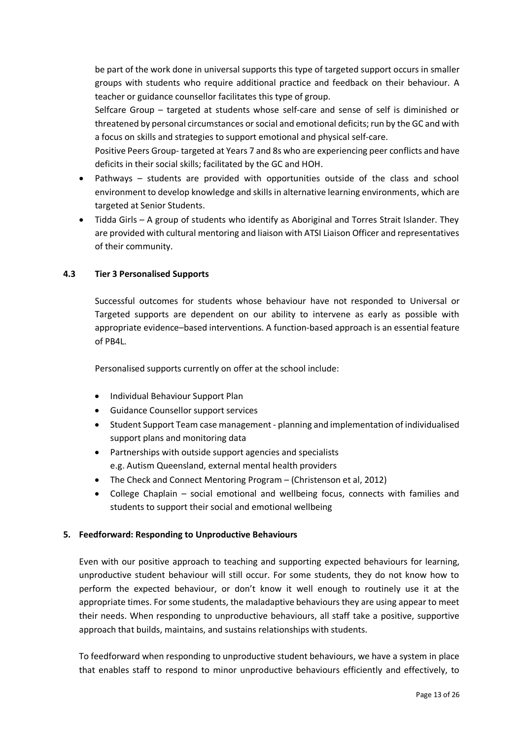be part of the work done in universal supports this type of targeted support occurs in smaller groups with students who require additional practice and feedback on their behaviour. A teacher or guidance counsellor facilitates this type of group.

Selfcare Group – targeted at students whose self-care and sense of self is diminished or threatened by personal circumstances or social and emotional deficits; run by the GC and with a focus on skills and strategies to support emotional and physical self-care.

Positive Peers Group- targeted at Years 7 and 8s who are experiencing peer conflicts and have deficits in their social skills; facilitated by the GC and HOH.

- Pathways – students are provided with opportunities outside of the class and school environment to develop knowledge and skills in alternative learning environments, which are targeted at Senior Students.
- Tidda Girls – A group of students who identify as Aboriginal and Torres Strait Islander. They are provided with cultural mentoring and liaison with ATSI Liaison Officer and representatives of their community.

### 4.3 Tier 3 Personalised Supports

Successful outcomes for students whose behaviour have not responded to Universal or Targeted supports are dependent on our ability to intervene as early as possible with appropriate evidence–based interventions. A function-based approach is an essential feature of PB4L.

Personalised supports currently on offer at the school include:

- Individual Behaviour Support Plan
- Guidance Counsellor support services
- Student Support Team case management - planning and implementation of individualised support plans and monitoring data
- Partnerships with outside support agencies and specialists
  e.g. Autism Queensland, external mental health providers
- The Check and Connect Mentoring Program – (Christenson et al, 2012)
- College Chaplain – social emotional and wellbeing focus, connects with families and students to support their social and emotional wellbeing

## 5. Feedforward: Responding to Unproductive Behaviours

Even with our positive approach to teaching and supporting expected behaviours for learning, unproductive student behaviour will still occur. For some students, they do not know how to perform the expected behaviour, or don't know it well enough to routinely use it at the appropriate times. For some students, the maladaptive behaviours they are using appear to meet their needs. When responding to unproductive behaviours, all staff take a positive, supportive approach that builds, maintains, and sustains relationships with students.

To feedforward when responding to unproductive student behaviours, we have a system in place that enables staff to respond to minor unproductive behaviours efficiently and effectively, to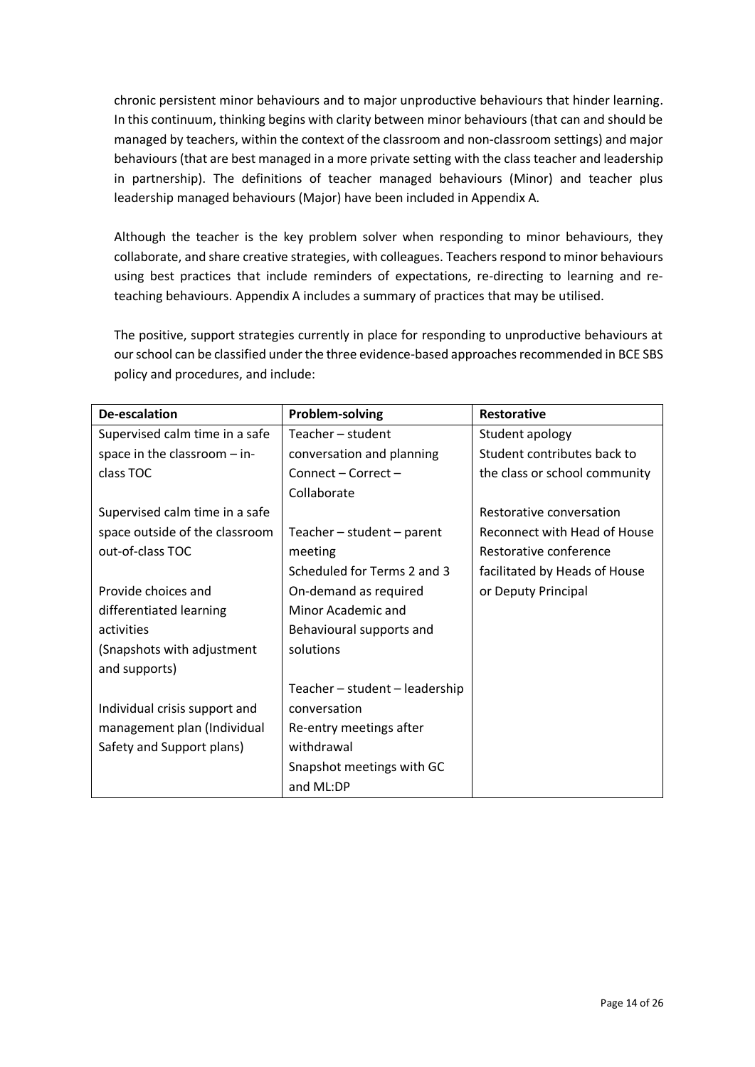chronic persistent minor behaviours and to major unproductive behaviours that hinder learning. In this continuum, thinking begins with clarity between minor behaviours (that can and should be managed by teachers, within the context of the classroom and non-classroom settings) and major behaviours (that are best managed in a more private setting with the class teacher and leadership in partnership). The definitions of teacher managed behaviours (Minor) and teacher plus leadership managed behaviours (Major) have been included in Appendix A.

Although the teacher is the key problem solver when responding to minor behaviours, they collaborate, and share creative strategies, with colleagues. Teachers respond to minor behaviours using best practices that include reminders of expectations, re-directing to learning and re-teaching behaviours. Appendix A includes a summary of practices that may be utilised.

The positive, support strategies currently in place for responding to unproductive behaviours at our school can be classified under the three evidence-based approaches recommended in BCE SBS policy and procedures, and include:

| **De-escalation** | **Problem-solving** | **Restorative** |
|---|---|---|
| Supervised calm time in a safe space in the classroom – in-class TOC | Teacher – student conversation and planning<br>Connect – Correct – Collaborate | Student apology<br>Student contributes back to the class or school community |
| Supervised calm time in a safe space outside of the classroom out-of-class TOC | Teacher – student – parent meeting<br>Scheduled for Terms 2 and 3<br>On-demand as required<br>Minor Academic and Behavioural supports and solutions | Restorative conversation<br>Reconnect with Head of House<br>Restorative conference facilitated by Heads of House or Deputy Principal |
| Provide choices and differentiated learning activities<br>(Snapshots with adjustment and supports) | | |
| Individual crisis support and management plan (Individual Safety and Support plans) | Teacher – student – leadership conversation<br>Re-entry meetings after withdrawal<br>Snapshot meetings with GC and ML:DP | |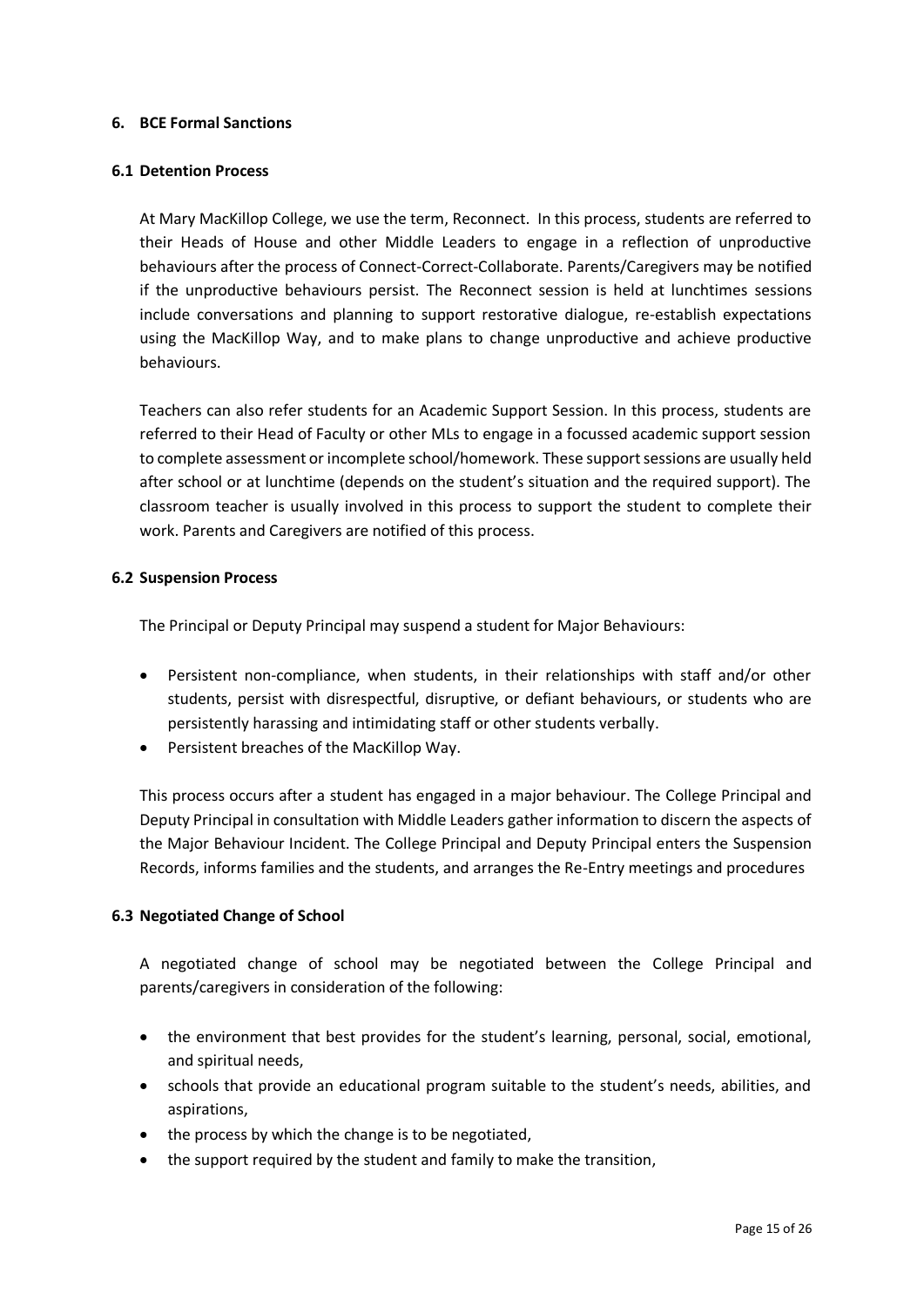## 6. BCE Formal Sanctions

### 6.1 Detention Process

At Mary MacKillop College, we use the term, Reconnect. In this process, students are referred to their Heads of House and other Middle Leaders to engage in a reflection of unproductive behaviours after the process of Connect-Correct-Collaborate. Parents/Caregivers may be notified if the unproductive behaviours persist. The Reconnect session is held at lunchtimes sessions include conversations and planning to support restorative dialogue, re-establish expectations using the MacKillop Way, and to make plans to change unproductive and achieve productive behaviours.

Teachers can also refer students for an Academic Support Session. In this process, students are referred to their Head of Faculty or other MLs to engage in a focussed academic support session to complete assessment or incomplete school/homework. These support sessions are usually held after school or at lunchtime (depends on the student's situation and the required support). The classroom teacher is usually involved in this process to support the student to complete their work. Parents and Caregivers are notified of this process.

### 6.2 Suspension Process

The Principal or Deputy Principal may suspend a student for Major Behaviours:

- Persistent non-compliance, when students, in their relationships with staff and/or other students, persist with disrespectful, disruptive, or defiant behaviours, or students who are persistently harassing and intimidating staff or other students verbally.
- Persistent breaches of the MacKillop Way.

This process occurs after a student has engaged in a major behaviour. The College Principal and Deputy Principal in consultation with Middle Leaders gather information to discern the aspects of the Major Behaviour Incident. The College Principal and Deputy Principal enters the Suspension Records, informs families and the students, and arranges the Re-Entry meetings and procedures

### 6.3 Negotiated Change of School

A negotiated change of school may be negotiated between the College Principal and parents/caregivers in consideration of the following:

- the environment that best provides for the student's learning, personal, social, emotional, and spiritual needs,
- schools that provide an educational program suitable to the student's needs, abilities, and aspirations,
- the process by which the change is to be negotiated,
- the support required by the student and family to make the transition,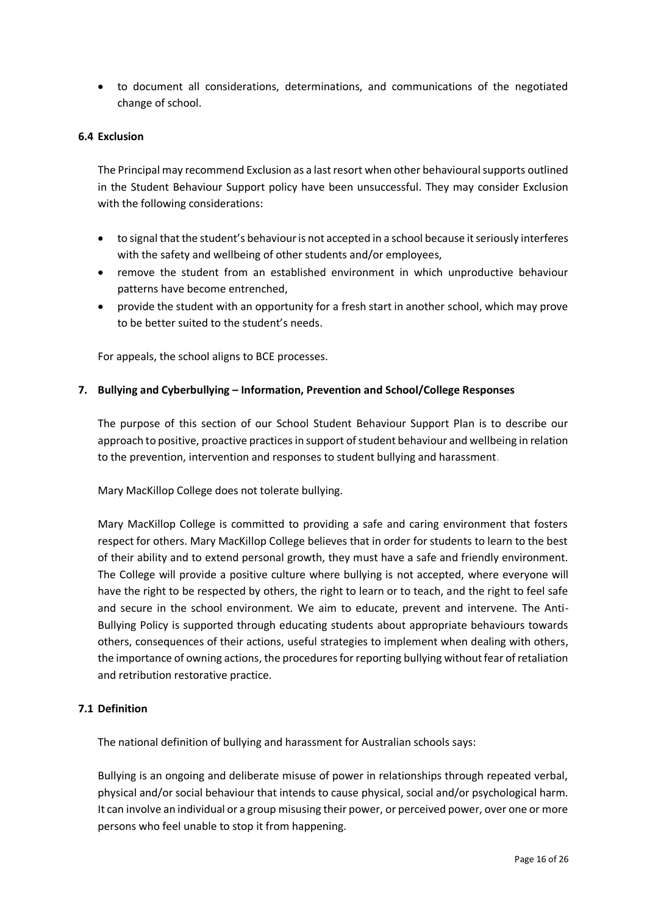- to document all considerations, determinations, and communications of the negotiated change of school.

### 6.4 Exclusion

The Principal may recommend Exclusion as a last resort when other behavioural supports outlined in the Student Behaviour Support policy have been unsuccessful. They may consider Exclusion with the following considerations:

- to signal that the student's behaviour is not accepted in a school because it seriously interferes with the safety and wellbeing of other students and/or employees,
- remove the student from an established environment in which unproductive behaviour patterns have become entrenched,
- provide the student with an opportunity for a fresh start in another school, which may prove to be better suited to the student's needs.

For appeals, the school aligns to BCE processes.

## 7. Bullying and Cyberbullying – Information, Prevention and School/College Responses

The purpose of this section of our School Student Behaviour Support Plan is to describe our approach to positive, proactive practices in support of student behaviour and wellbeing in relation to the prevention, intervention and responses to student bullying and harassment.

Mary MacKillop College does not tolerate bullying.

Mary MacKillop College is committed to providing a safe and caring environment that fosters respect for others. Mary MacKillop College believes that in order for students to learn to the best of their ability and to extend personal growth, they must have a safe and friendly environment. The College will provide a positive culture where bullying is not accepted, where everyone will have the right to be respected by others, the right to learn or to teach, and the right to feel safe and secure in the school environment. We aim to educate, prevent and intervene. The Anti-Bullying Policy is supported through educating students about appropriate behaviours towards others, consequences of their actions, useful strategies to implement when dealing with others, the importance of owning actions, the procedures for reporting bullying without fear of retaliation and retribution restorative practice.

### 7.1 Definition

The national definition of bullying and harassment for Australian schools says:

Bullying is an ongoing and deliberate misuse of power in relationships through repeated verbal, physical and/or social behaviour that intends to cause physical, social and/or psychological harm. It can involve an individual or a group misusing their power, or perceived power, over one or more persons who feel unable to stop it from happening.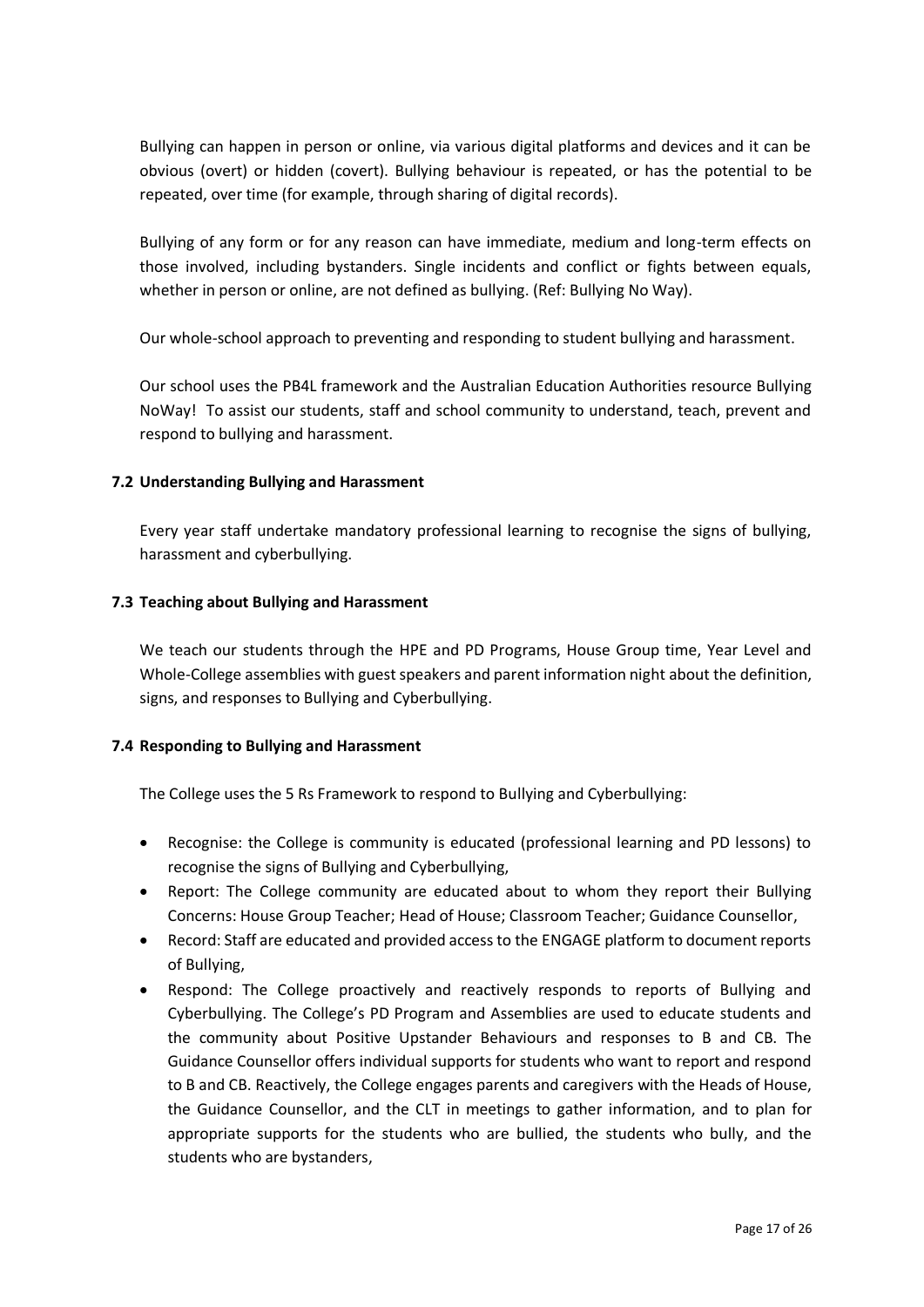Bullying can happen in person or online, via various digital platforms and devices and it can be obvious (overt) or hidden (covert). Bullying behaviour is repeated, or has the potential to be repeated, over time (for example, through sharing of digital records).

Bullying of any form or for any reason can have immediate, medium and long-term effects on those involved, including bystanders. Single incidents and conflict or fights between equals, whether in person or online, are not defined as bullying. (Ref: Bullying No Way).

Our whole-school approach to preventing and responding to student bullying and harassment.

Our school uses the PB4L framework and the Australian Education Authorities resource Bullying NoWay! To assist our students, staff and school community to understand, teach, prevent and respond to bullying and harassment.

### 7.2 Understanding Bullying and Harassment

Every year staff undertake mandatory professional learning to recognise the signs of bullying, harassment and cyberbullying.

### 7.3 Teaching about Bullying and Harassment

We teach our students through the HPE and PD Programs, House Group time, Year Level and Whole-College assemblies with guest speakers and parent information night about the definition, signs, and responses to Bullying and Cyberbullying.

### 7.4 Responding to Bullying and Harassment

The College uses the 5 Rs Framework to respond to Bullying and Cyberbullying:

- Recognise: the College is community is educated (professional learning and PD lessons) to recognise the signs of Bullying and Cyberbullying,
- Report: The College community are educated about to whom they report their Bullying Concerns: House Group Teacher; Head of House; Classroom Teacher; Guidance Counsellor,
- Record: Staff are educated and provided access to the ENGAGE platform to document reports of Bullying,
- Respond: The College proactively and reactively responds to reports of Bullying and Cyberbullying. The College's PD Program and Assemblies are used to educate students and the community about Positive Upstander Behaviours and responses to B and CB. The Guidance Counsellor offers individual supports for students who want to report and respond to B and CB. Reactively, the College engages parents and caregivers with the Heads of House, the Guidance Counsellor, and the CLT in meetings to gather information, and to plan for appropriate supports for the students who are bullied, the students who bully, and the students who are bystanders,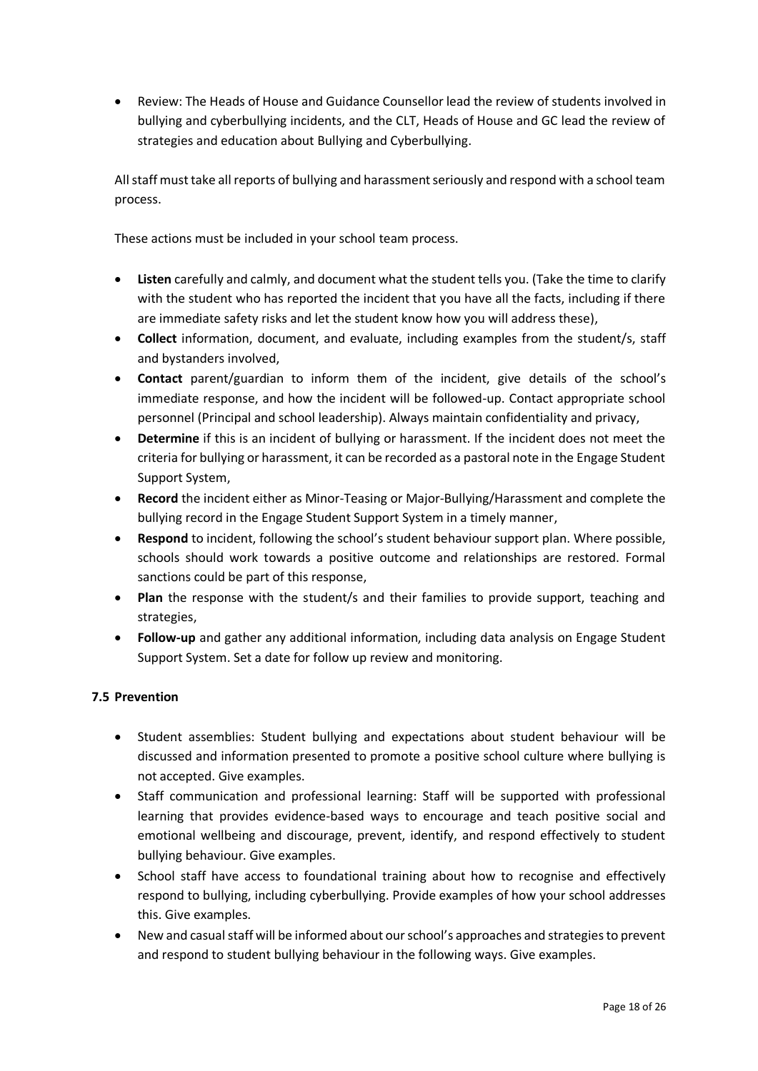- Review: The Heads of House and Guidance Counsellor lead the review of students involved in bullying and cyberbullying incidents, and the CLT, Heads of House and GC lead the review of strategies and education about Bullying and Cyberbullying.

All staff must take all reports of bullying and harassment seriously and respond with a school team process.

These actions must be included in your school team process.

- **Listen** carefully and calmly, and document what the student tells you. (Take the time to clarify with the student who has reported the incident that you have all the facts, including if there are immediate safety risks and let the student know how you will address these),
- **Collect** information, document, and evaluate, including examples from the student/s, staff and bystanders involved,
- **Contact** parent/guardian to inform them of the incident, give details of the school's immediate response, and how the incident will be followed-up. Contact appropriate school personnel (Principal and school leadership). Always maintain confidentiality and privacy,
- **Determine** if this is an incident of bullying or harassment. If the incident does not meet the criteria for bullying or harassment, it can be recorded as a pastoral note in the Engage Student Support System,
- **Record** the incident either as Minor-Teasing or Major-Bullying/Harassment and complete the bullying record in the Engage Student Support System in a timely manner,
- **Respond** to incident, following the school's student behaviour support plan. Where possible, schools should work towards a positive outcome and relationships are restored. Formal sanctions could be part of this response,
- **Plan** the response with the student/s and their families to provide support, teaching and strategies,
- **Follow-up** and gather any additional information, including data analysis on Engage Student Support System. Set a date for follow up review and monitoring.

### 7.5 Prevention

- Student assemblies: Student bullying and expectations about student behaviour will be discussed and information presented to promote a positive school culture where bullying is not accepted. Give examples.
- Staff communication and professional learning: Staff will be supported with professional learning that provides evidence-based ways to encourage and teach positive social and emotional wellbeing and discourage, prevent, identify, and respond effectively to student bullying behaviour. Give examples.
- School staff have access to foundational training about how to recognise and effectively respond to bullying, including cyberbullying. Provide examples of how your school addresses this. Give examples.
- New and casual staff will be informed about our school's approaches and strategies to prevent and respond to student bullying behaviour in the following ways. Give examples.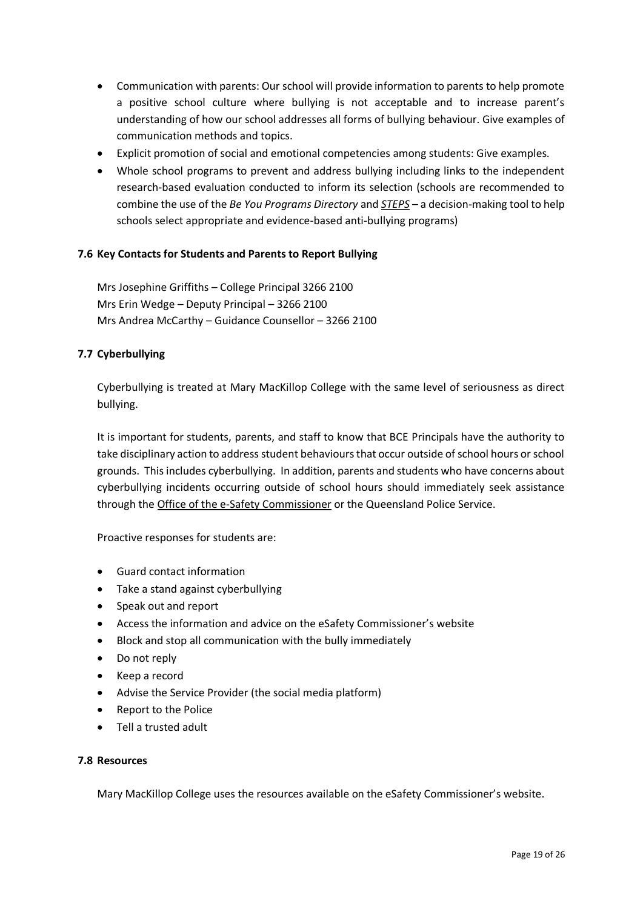- Communication with parents: Our school will provide information to parents to help promote a positive school culture where bullying is not acceptable and to increase parent's understanding of how our school addresses all forms of bullying behaviour. Give examples of communication methods and topics.
- Explicit promotion of social and emotional competencies among students: Give examples.
- Whole school programs to prevent and address bullying including links to the independent research-based evaluation conducted to inform its selection (schools are recommended to combine the use of the *Be You Programs Directory* and *STEPS* – a decision-making tool to help schools select appropriate and evidence-based anti-bullying programs)

### 7.6 Key Contacts for Students and Parents to Report Bullying

Mrs Josephine Griffiths – College Principal 3266 2100
Mrs Erin Wedge – Deputy Principal – 3266 2100
Mrs Andrea McCarthy – Guidance Counsellor – 3266 2100

### 7.7 Cyberbullying

Cyberbullying is treated at Mary MacKillop College with the same level of seriousness as direct bullying.

It is important for students, parents, and staff to know that BCE Principals have the authority to take disciplinary action to address student behaviours that occur outside of school hours or school grounds. This includes cyberbullying. In addition, parents and students who have concerns about cyberbullying incidents occurring outside of school hours should immediately seek assistance through the Office of the e-Safety Commissioner or the Queensland Police Service.

Proactive responses for students are:

- Guard contact information
- Take a stand against cyberbullying
- Speak out and report
- Access the information and advice on the eSafety Commissioner's website
- Block and stop all communication with the bully immediately
- Do not reply
- Keep a record
- Advise the Service Provider (the social media platform)
- Report to the Police
- Tell a trusted adult

### 7.8 Resources

Mary MacKillop College uses the resources available on the eSafety Commissioner's website.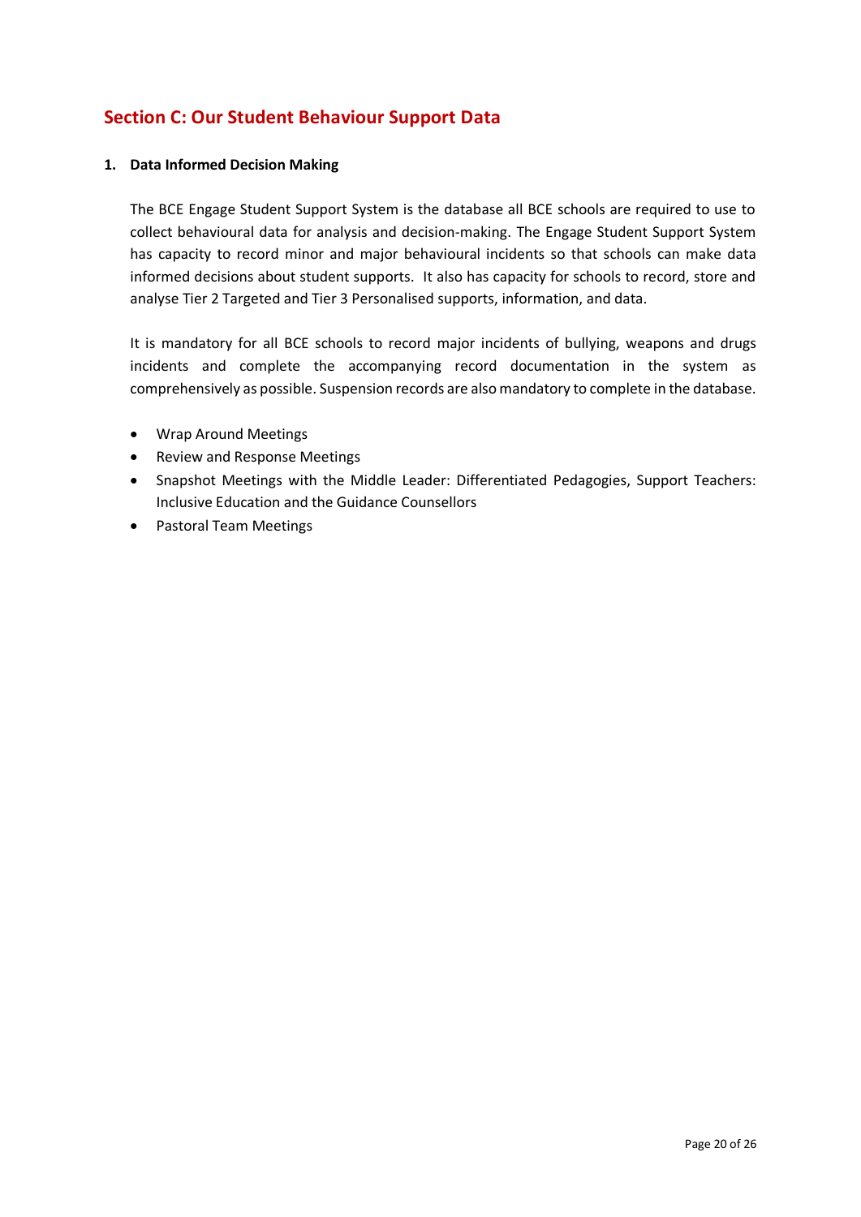## Section C: Our Student Behaviour Support Data

### 1. Data Informed Decision Making

The BCE Engage Student Support System is the database all BCE schools are required to use to collect behavioural data for analysis and decision-making. The Engage Student Support System has capacity to record minor and major behavioural incidents so that schools can make data informed decisions about student supports. It also has capacity for schools to record, store and analyse Tier 2 Targeted and Tier 3 Personalised supports, information, and data.

It is mandatory for all BCE schools to record major incidents of bullying, weapons and drugs incidents and complete the accompanying record documentation in the system as comprehensively as possible. Suspension records are also mandatory to complete in the database.

- Wrap Around Meetings
- Review and Response Meetings
- Snapshot Meetings with the Middle Leader: Differentiated Pedagogies, Support Teachers: Inclusive Education and the Guidance Counsellors
- Pastoral Team Meetings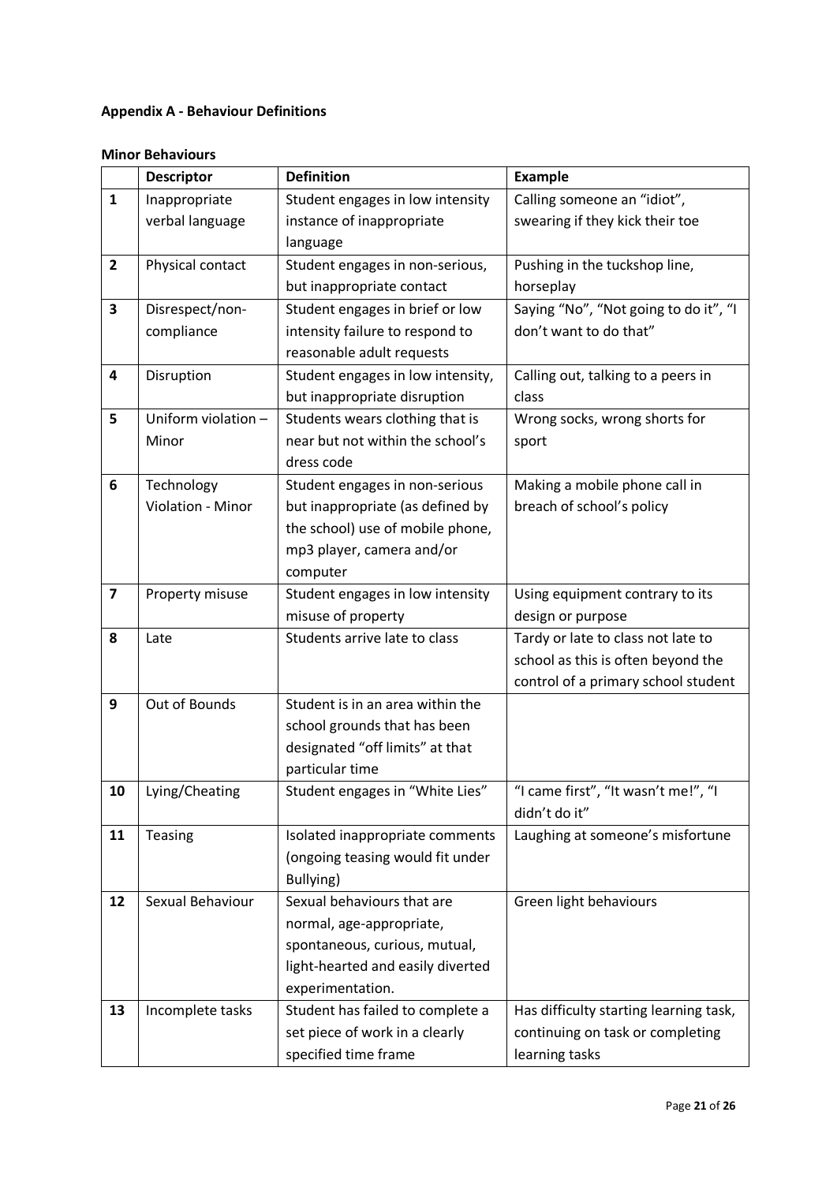**Appendix A - Behaviour Definitions**

**Minor Behaviours**

| | Descriptor | Definition | Example |
|---|---|---|---|
| **1** | Inappropriate verbal language | Student engages in low intensity instance of inappropriate language | Calling someone an "idiot", swearing if they kick their toe |
| **2** | Physical contact | Student engages in non-serious, but inappropriate contact | Pushing in the tuckshop line, horseplay |
| **3** | Disrespect/non-compliance | Student engages in brief or low intensity failure to respond to reasonable adult requests | Saying "No", "Not going to do it", "I don't want to do that" |
| **4** | Disruption | Student engages in low intensity, but inappropriate disruption | Calling out, talking to a peers in class |
| **5** | Uniform violation – Minor | Students wears clothing that is near but not within the school's dress code | Wrong socks, wrong shorts for sport |
| **6** | Technology Violation - Minor | Student engages in non-serious but inappropriate (as defined by the school) use of mobile phone, mp3 player, camera and/or computer | Making a mobile phone call in breach of school's policy |
| **7** | Property misuse | Student engages in low intensity misuse of property | Using equipment contrary to its design or purpose |
| **8** | Late | Students arrive late to class | Tardy or late to class not late to school as this is often beyond the control of a primary school student |
| **9** | Out of Bounds | Student is in an area within the school grounds that has been designated "off limits" at that particular time | |
| **10** | Lying/Cheating | Student engages in "White Lies" | "I came first", "It wasn't me!", "I didn't do it" |
| **11** | Teasing | Isolated inappropriate comments (ongoing teasing would fit under Bullying) | Laughing at someone's misfortune |
| **12** | Sexual Behaviour | Sexual behaviours that are normal, age-appropriate, spontaneous, curious, mutual, light-hearted and easily diverted experimentation. | Green light behaviours |
| **13** | Incomplete tasks | Student has failed to complete a set piece of work in a clearly specified time frame | Has difficulty starting learning task, continuing on task or completing learning tasks |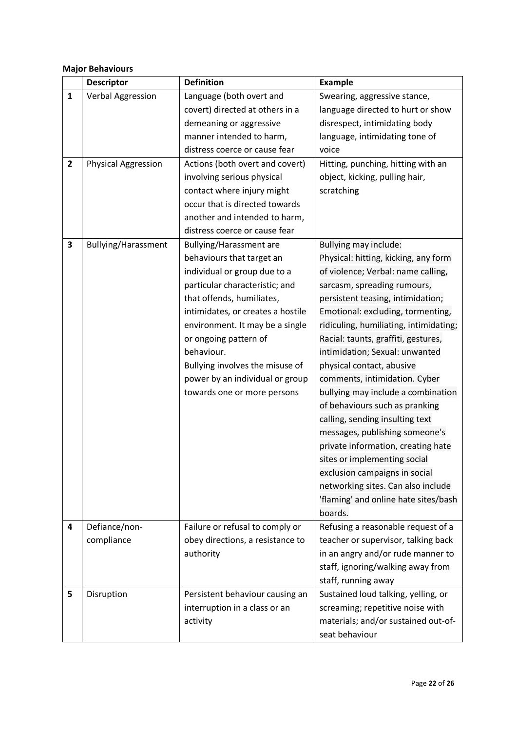**Major Behaviours**

| | Descriptor | Definition | Example |
|---|---|---|---|
| 1 | Verbal Aggression | Language (both overt and covert) directed at others in a demeaning or aggressive manner intended to harm, distress coerce or cause fear | Swearing, aggressive stance, language directed to hurt or show disrespect, intimidating body language, intimidating tone of voice |
| 2 | Physical Aggression | Actions (both overt and covert) involving serious physical contact where injury might occur that is directed towards another and intended to harm, distress coerce or cause fear | Hitting, punching, hitting with an object, kicking, pulling hair, scratching |
| 3 | Bullying/Harassment | Bullying/Harassment are behaviours that target an individual or group due to a particular characteristic; and that offends, humiliates, intimidates, or creates a hostile environment. It may be a single or ongoing pattern of behaviour.<br>Bullying involves the misuse of power by an individual or group towards one or more persons | Bullying may include:<br>Physical: hitting, kicking, any form of violence; Verbal: name calling, sarcasm, spreading rumours, persistent teasing, intimidation; Emotional: excluding, tormenting, ridiculing, humiliating, intimidating; Racial: taunts, graffiti, gestures, intimidation; Sexual: unwanted physical contact, abusive comments, intimidation. Cyber bullying may include a combination of behaviours such as pranking calling, sending insulting text messages, publishing someone's private information, creating hate sites or implementing social exclusion campaigns in social networking sites. Can also include 'flaming' and online hate sites/bash boards. |
| 4 | Defiance/non-compliance | Failure or refusal to comply or obey directions, a resistance to authority | Refusing a reasonable request of a teacher or supervisor, talking back in an angry and/or rude manner to staff, ignoring/walking away from staff, running away |
| 5 | Disruption | Persistent behaviour causing an interruption in a class or an activity | Sustained loud talking, yelling, or screaming; repetitive noise with materials; and/or sustained out-of-seat behaviour |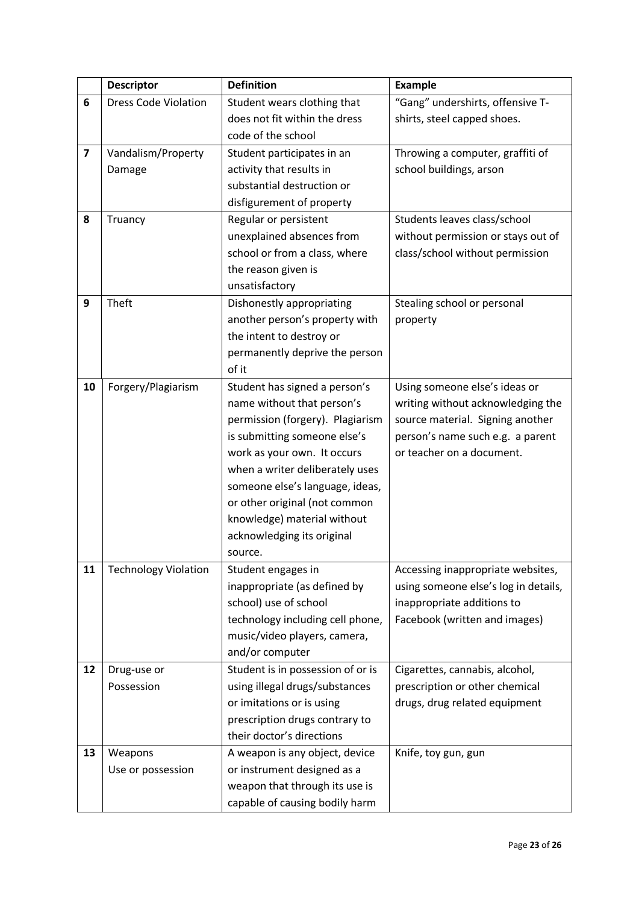| | Descriptor | Definition | Example |
|---|---|---|---|
| **6** | Dress Code Violation | Student wears clothing that does not fit within the dress code of the school | "Gang" undershirts, offensive T-shirts, steel capped shoes. |
| **7** | Vandalism/Property Damage | Student participates in an activity that results in substantial destruction or disfigurement of property | Throwing a computer, graffiti of school buildings, arson |
| **8** | Truancy | Regular or persistent unexplained absences from school or from a class, where the reason given is unsatisfactory | Students leaves class/school without permission or stays out of class/school without permission |
| **9** | Theft | Dishonestly appropriating another person's property with the intent to destroy or permanently deprive the person of it | Stealing school or personal property |
| **10** | Forgery/Plagiarism | Student has signed a person's name without that person's permission (forgery). Plagiarism is submitting someone else's work as your own. It occurs when a writer deliberately uses someone else's language, ideas, or other original (not common knowledge) material without acknowledging its original source. | Using someone else's ideas or writing without acknowledging the source material. Signing another person's name such e.g. a parent or teacher on a document. |
| **11** | Technology Violation | Student engages in inappropriate (as defined by school) use of school technology including cell phone, music/video players, camera, and/or computer | Accessing inappropriate websites, using someone else's log in details, inappropriate additions to Facebook (written and images) |
| **12** | Drug-use or Possession | Student is in possession of or is using illegal drugs/substances or imitations or is using prescription drugs contrary to their doctor's directions | Cigarettes, cannabis, alcohol, prescription or other chemical drugs, drug related equipment |
| **13** | Weapons Use or possession | A weapon is any object, device or instrument designed as a weapon that through its use is capable of causing bodily harm | Knife, toy gun, gun |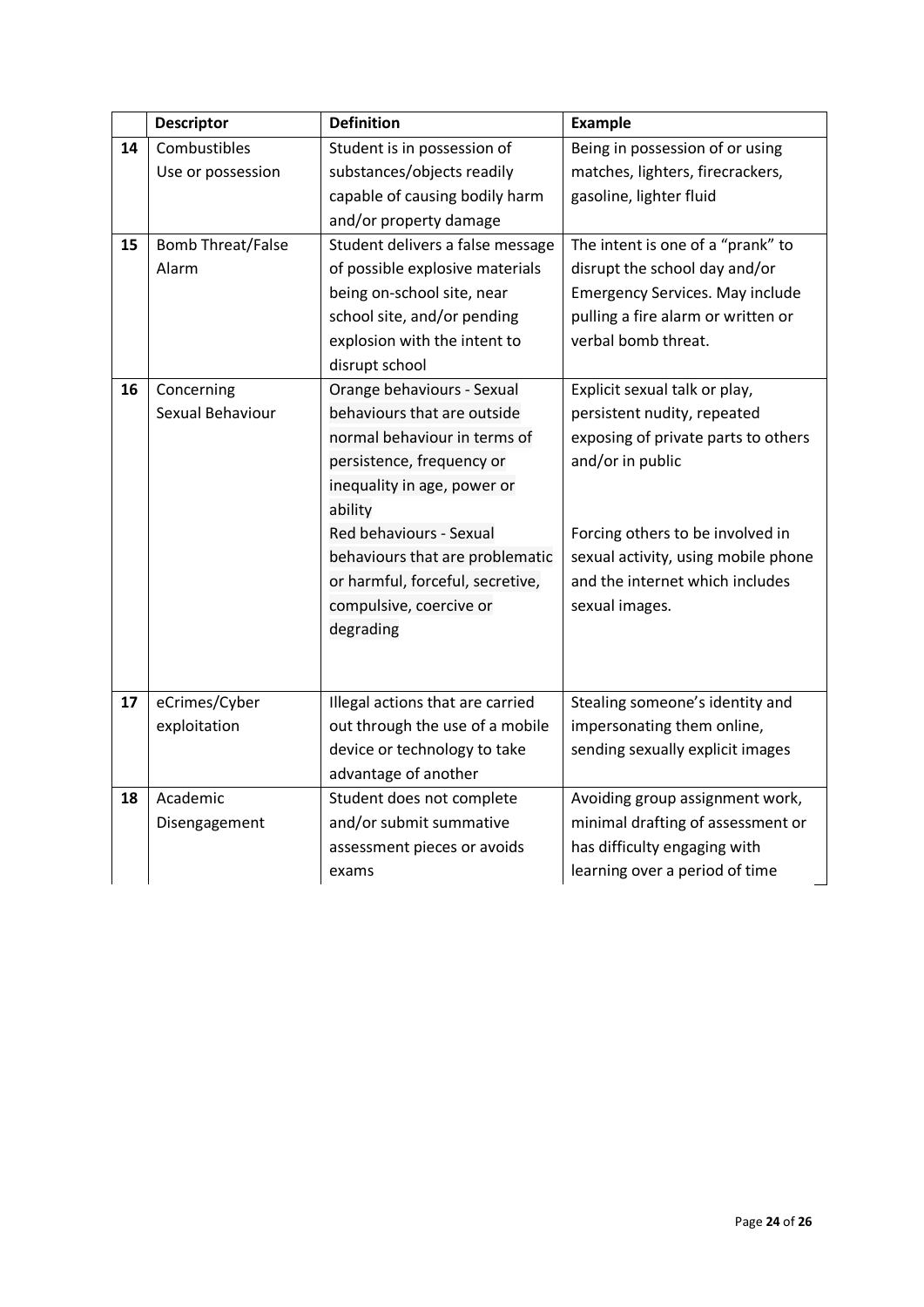| | Descriptor | Definition | Example |
|---|---|---|---|
| 14 | Combustibles Use or possession | Student is in possession of substances/objects readily capable of causing bodily harm and/or property damage | Being in possession of or using matches, lighters, firecrackers, gasoline, lighter fluid |
| 15 | Bomb Threat/False Alarm | Student delivers a false message of possible explosive materials being on-school site, near school site, and/or pending explosion with the intent to disrupt school | The intent is one of a "prank" to disrupt the school day and/or Emergency Services. May include pulling a fire alarm or written or verbal bomb threat. |
| 16 | Concerning Sexual Behaviour | Orange behaviours - Sexual behaviours that are outside normal behaviour in terms of persistence, frequency or inequality in age, power or ability<br>Red behaviours - Sexual behaviours that are problematic or harmful, forceful, secretive, compulsive, coercive or degrading | Explicit sexual talk or play, persistent nudity, repeated exposing of private parts to others and/or in public<br>Forcing others to be involved in sexual activity, using mobile phone and the internet which includes sexual images. |
| 17 | eCrimes/Cyber exploitation | Illegal actions that are carried out through the use of a mobile device or technology to take advantage of another | Stealing someone's identity and impersonating them online, sending sexually explicit images |
| 18 | Academic Disengagement | Student does not complete and/or submit summative assessment pieces or avoids exams | Avoiding group assignment work, minimal drafting of assessment or has difficulty engaging with learning over a period of time |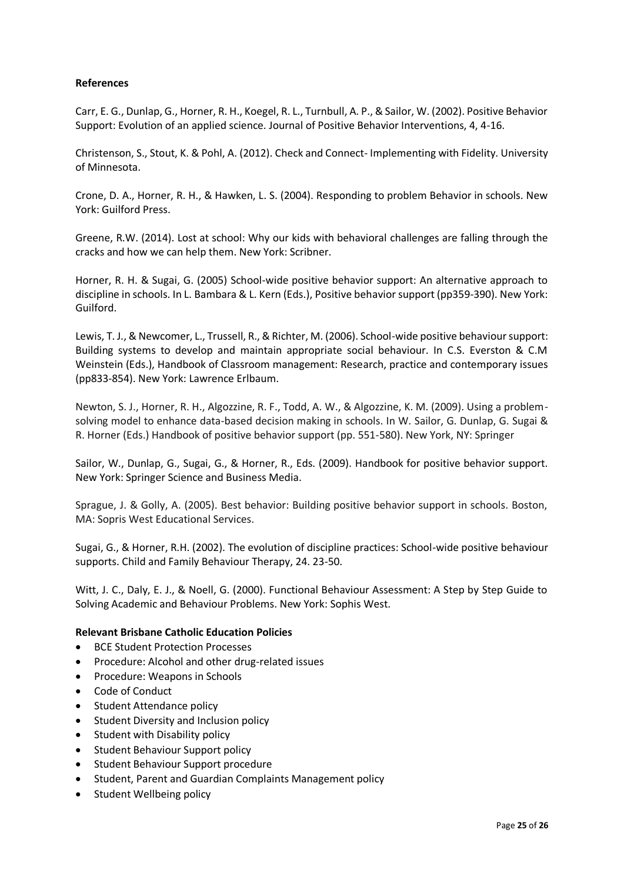**References**

Carr, E. G., Dunlap, G., Horner, R. H., Koegel, R. L., Turnbull, A. P., & Sailor, W. (2002). Positive Behavior Support: Evolution of an applied science. Journal of Positive Behavior Interventions, 4, 4-16.

Christenson, S., Stout, K. & Pohl, A. (2012). Check and Connect- Implementing with Fidelity. University of Minnesota.

Crone, D. A., Horner, R. H., & Hawken, L. S. (2004). Responding to problem Behavior in schools. New York: Guilford Press.

Greene, R.W. (2014). Lost at school: Why our kids with behavioral challenges are falling through the cracks and how we can help them. New York: Scribner.

Horner, R. H. & Sugai, G. (2005) School-wide positive behavior support: An alternative approach to discipline in schools. In L. Bambara & L. Kern (Eds.), Positive behavior support (pp359-390). New York: Guilford.

Lewis, T. J., & Newcomer, L., Trussell, R., & Richter, M. (2006). School-wide positive behaviour support: Building systems to develop and maintain appropriate social behaviour. In C.S. Everston & C.M Weinstein (Eds.), Handbook of Classroom management: Research, practice and contemporary issues (pp833-854). New York: Lawrence Erlbaum.

Newton, S. J., Horner, R. H., Algozzine, R. F., Todd, A. W., & Algozzine, K. M. (2009). Using a problem-solving model to enhance data-based decision making in schools. In W. Sailor, G. Dunlap, G. Sugai & R. Horner (Eds.) Handbook of positive behavior support (pp. 551-580). New York, NY: Springer

Sailor, W., Dunlap, G., Sugai, G., & Horner, R., Eds. (2009). Handbook for positive behavior support. New York: Springer Science and Business Media.

Sprague, J. & Golly, A. (2005). Best behavior: Building positive behavior support in schools. Boston, MA: Sopris West Educational Services.

Sugai, G., & Horner, R.H. (2002). The evolution of discipline practices: School-wide positive behaviour supports. Child and Family Behaviour Therapy, 24. 23-50.

Witt, J. C., Daly, E. J., & Noell, G. (2000). Functional Behaviour Assessment: A Step by Step Guide to Solving Academic and Behaviour Problems. New York: Sophis West.

**Relevant Brisbane Catholic Education Policies**

- BCE Student Protection Processes
- Procedure: Alcohol and other drug-related issues
- Procedure: Weapons in Schools
- Code of Conduct
- Student Attendance policy
- Student Diversity and Inclusion policy
- Student with Disability policy
- Student Behaviour Support policy
- Student Behaviour Support procedure
- Student, Parent and Guardian Complaints Management policy
- Student Wellbeing policy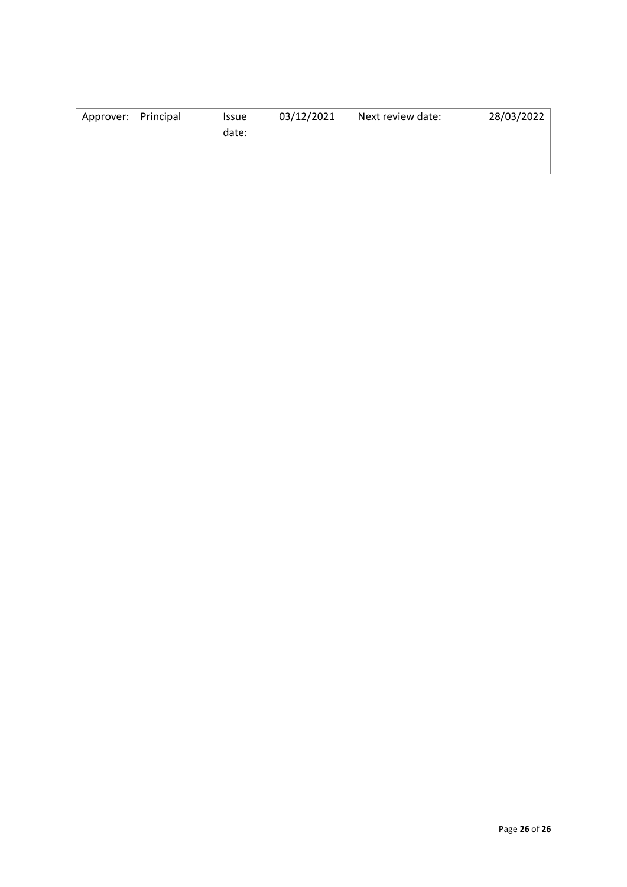| | | | | | |
|---|---|---|---|---|---|
| Approver: | Principal | Issue date: | 03/12/2021 | Next review date: | 28/03/2022 |